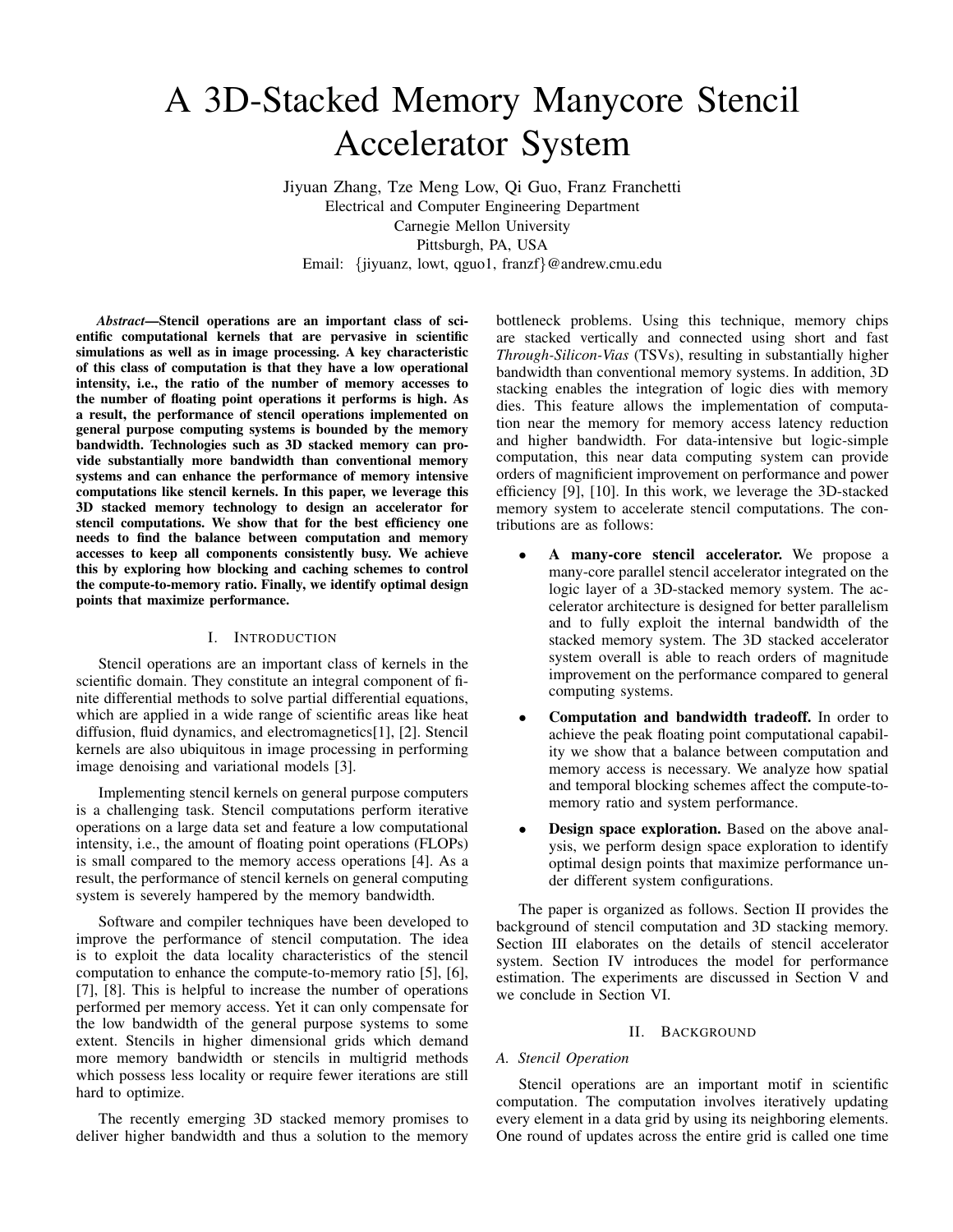# A 3D-Stacked Memory Manycore Stencil Accelerator System

Jiyuan Zhang, Tze Meng Low, Qi Guo, Franz Franchetti
Electrical and Computer Engineering Department
Carnegie Mellon University
Pittsburgh, PA, USA
Email: {jiyuanz, lowt, qguo1, franzf}@andrew.cmu.edu

***Abstract*—Stencil operations are an important class of scientific computational kernels that are pervasive in scientific simulations as well as in image processing. A key characteristic of this class of computation is that they have a low operational intensity, i.e., the ratio of the number of memory accesses to the number of floating point operations it performs is high. As a result, the performance of stencil operations implemented on general purpose computing systems is bounded by the memory bandwidth. Technologies such as 3D stacked memory can provide substantially more bandwidth than conventional memory systems and can enhance the performance of memory intensive computations like stencil kernels. In this paper, we leverage this 3D stacked memory technology to design an accelerator for stencil computations. We show that for the best efficiency one needs to find the balance between computation and memory accesses to keep all components consistently busy. We achieve this by exploring how blocking and caching schemes to control the compute-to-memory ratio. Finally, we identify optimal design points that maximize performance.**

## I. Introduction

Stencil operations are an important class of kernels in the scientific domain. They constitute an integral component of finite differential methods to solve partial differential equations, which are applied in a wide range of scientific areas like heat diffusion, fluid dynamics, and electromagnetics[1], [2]. Stencil kernels are also ubiquitous in image processing in performing image denoising and variational models [3].

Implementing stencil kernels on general purpose computers is a challenging task. Stencil computations perform iterative operations on a large data set and feature a low computational intensity, i.e., the amount of floating point operations (FLOPs) is small compared to the memory access operations [4]. As a result, the performance of stencil kernels on general computing system is severely hampered by the memory bandwidth.

Software and compiler techniques have been developed to improve the performance of stencil computation. The idea is to exploit the data locality characteristics of the stencil computation to enhance the compute-to-memory ratio [5], [6], [7], [8]. This is helpful to increase the number of operations performed per memory access. Yet it can only compensate for the low bandwidth of the general purpose systems to some extent. Stencils in higher dimensional grids which demand more memory bandwidth or stencils in multigrid methods which possess less locality or require fewer iterations are still hard to optimize.

The recently emerging 3D stacked memory promises to deliver higher bandwidth and thus a solution to the memory bottleneck problems. Using this technique, memory chips are stacked vertically and connected using short and fast *Through-Silicon-Vias* (TSVs), resulting in substantially higher bandwidth than conventional memory systems. In addition, 3D stacking enables the integration of logic dies with memory dies. This feature allows the implementation of computation near the memory for memory access latency reduction and higher bandwidth. For data-intensive but logic-simple computation, this near data computing system can provide orders of magnificient improvement on performance and power efficiency [9], [10]. In this work, we leverage the 3D-stacked memory system to accelerate stencil computations. The contributions are as follows:

- **A many-core stencil accelerator.** We propose a many-core parallel stencil accelerator integrated on the logic layer of a 3D-stacked memory system. The accelerator architecture is designed for better parallelism and to fully exploit the internal bandwidth of the stacked memory system. The 3D stacked accelerator system overall is able to reach orders of magnitude improvement on the performance compared to general computing systems.
- **Computation and bandwidth tradeoff.** In order to achieve the peak floating point computational capability we show that a balance between computation and memory access is necessary. We analyze how spatial and temporal blocking schemes affect the compute-to-memory ratio and system performance.
- **Design space exploration.** Based on the above analysis, we perform design space exploration to identify optimal design points that maximize performance under different system configurations.

The paper is organized as follows. Section II provides the background of stencil computation and 3D stacking memory. Section III elaborates on the details of stencil accelerator system. Section IV introduces the model for performance estimation. The experiments are discussed in Section V and we conclude in Section VI.

## II. Background

### A. Stencil Operation

Stencil operations are an important motif in scientific computation. The computation involves iteratively updating every element in a data grid by using its neighboring elements. One round of updates across the entire grid is called one time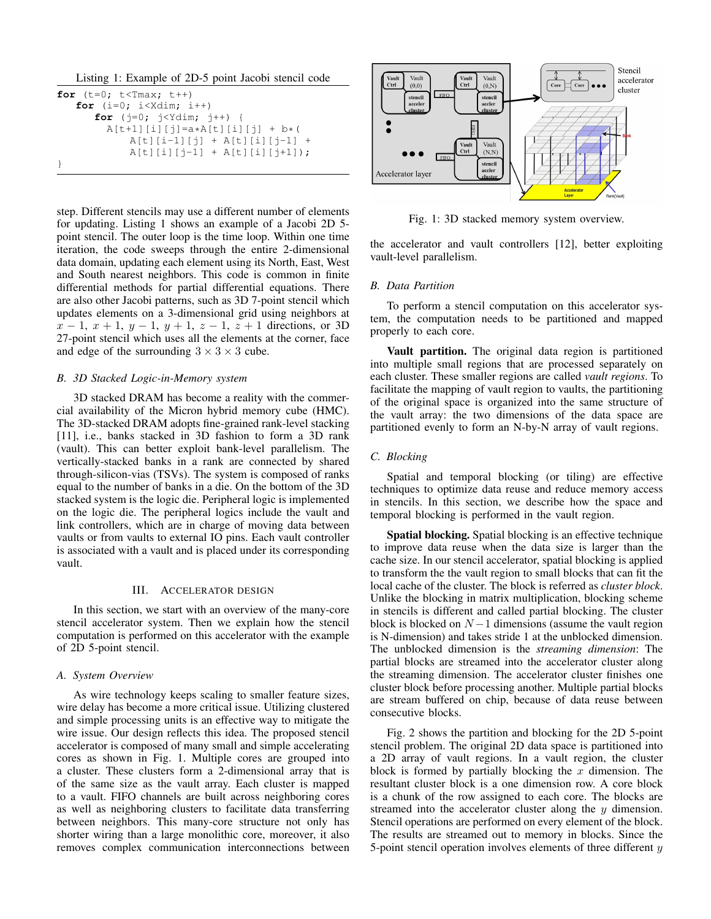Listing 1: Example of 2D-5 point Jacobi stencil code

```
for (t=0; t<Tmax; t++)
   for (i=0; i<Xdim; i++)
      for (j=0; j<Ydim; j++) {
        A[t+1][i][j]=a*A[t][i][j] + b*(
            A[t][i-1][j] + A[t][i][j-1] +
            A[t][i][j-1] + A[t][i][j+1]);
}
```

step. Different stencils may use a different number of elements for updating. Listing 1 shows an example of a Jacobi 2D 5-point stencil. The outer loop is the time loop. Within one time iteration, the code sweeps through the entire 2-dimensional data domain, updating each element using its North, East, West and South nearest neighbors. This code is common in finite differential methods for partial differential equations. There are also other Jacobi patterns, such as 3D 7-point stencil which updates elements on a 3-dimensional grid using neighbors at $x-1$, $x+1$, $y-1$, $y+1$, $z-1$, $z+1$ directions, or 3D 27-point stencil which uses all the elements at the corner, face and edge of the surrounding $3 \times 3 \times 3$ cube.

### B. 3D Stacked Logic-in-Memory system

3D stacked DRAM has become a reality with the commercial availability of the Micron hybrid memory cube (HMC). The 3D-stacked DRAM adopts fine-grained rank-level stacking [11], i.e., banks stacked in 3D fashion to form a 3D rank (vault). This can better exploit bank-level parallelism. The vertically-stacked banks in a rank are connected by shared through-silicon-vias (TSVs). The system is composed of ranks equal to the number of banks in a die. On the bottom of the 3D stacked system is the logic die. Peripheral logic is implemented on the logic die. The peripheral logics include the vault and link controllers, which are in charge of moving data between vaults or from vaults to external IO pins. Each vault controller is associated with a vault and is placed under its corresponding vault.

## III. Accelerator design

In this section, we start with an overview of the many-core stencil accelerator system. Then we explain how the stencil computation is performed on this accelerator with the example of 2D 5-point stencil.

### A. System Overview

As wire technology keeps scaling to smaller feature sizes, wire delay has become a more critical issue. Utilizing clustered and simple processing units is an effective way to mitigate the wire issue. Our design reflects this idea. The proposed stencil accelerator is composed of many small and simple accelerating cores as shown in Fig. 1. Multiple cores are grouped into a cluster. These clusters form a 2-dimensional array that is of the same size as the vault array. Each cluster is mapped to a vault. FIFO channels are built across neighboring cores as well as neighboring clusters to facilitate data transferring between neighbors. This many-core structure not only has shorter wiring than a large monolithic core, moreover, it also removes complex communication interconnections between the accelerator and vault controllers [12], better exploiting vault-level parallelism.

Vault Ctrl
Vault (0,0)
stencil acceler cluster
FIFO
Vault Ctrl
Vault (0,N)
stencil accler cluster
Stencil accelerator cluster
Core
Core
FIFO
Vault Ctrl
Vault (N,N)
FIFO
stencil accler cluster
Accelerator layer
Bank
Accelerator Layer
Rank(Vault)

Fig. 1: 3D stacked memory system overview.

### B. Data Partition

To perform a stencil computation on this accelerator system, the computation needs to be partitioned and mapped properly to each core.

**Vault partition.** The original data region is partitioned into multiple small regions that are processed separately on each cluster. These smaller regions are called *vault regions*. To facilitate the mapping of vault region to vaults, the partitioning of the original space is organized into the same structure of the vault array: the two dimensions of the data space are partitioned evenly to form an N-by-N array of vault regions.

### C. Blocking

Spatial and temporal blocking (or tiling) are effective techniques to optimize data reuse and reduce memory access in stencils. In this section, we describe how the space and temporal blocking is performed in the vault region.

**Spatial blocking.** Spatial blocking is an effective technique to improve data reuse when the data size is larger than the cache size. In our stencil accelerator, spatial blocking is applied to transform the the vault region to small blocks that can fit the local cache of the cluster. The block is referred as *cluster block*. Unlike the blocking in matrix multiplication, blocking scheme in stencils is different and called partial blocking. The cluster block is blocked on $N-1$ dimensions (assume the vault region is N-dimension) and takes stride 1 at the unblocked dimension. The unblocked dimension is the *streaming dimension*: The partial blocks are streamed into the accelerator cluster along the streaming dimension. The accelerator cluster finishes one cluster block before processing another. Multiple partial blocks are stream buffered on chip, because of data reuse between consecutive blocks.

Fig. 2 shows the partition and blocking for the 2D 5-point stencil problem. The original 2D data space is partitioned into a 2D array of vault regions. In a vault region, the cluster block is formed by partially blocking the $x$ dimension. The resultant cluster block is a one dimension row. A core block is a chunk of the row assigned to each core. The blocks are streamed into the accelerator cluster along the $y$ dimension. Stencil operations are performed on every element of the block. The results are streamed out to memory in blocks. Since the 5-point stencil operation involves elements of three different $y$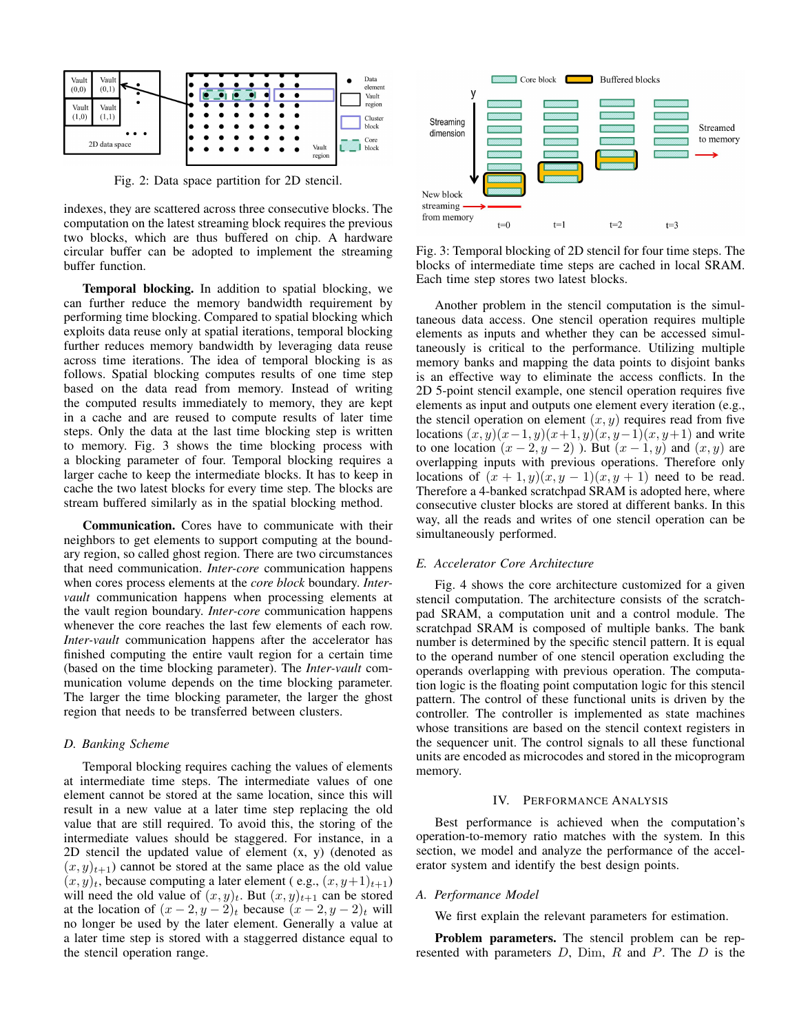Vault (0,0)
Vault (0,1)
Vault (1,0)
Vault (1,1)
2D data space
Vault region
Data element
Vault region
Cluster block
Core block

Fig. 2: Data space partition for 2D stencil.

indexes, they are scattered across three consecutive blocks. The computation on the latest streaming block requires the previous two blocks, which are thus buffered on chip. A hardware circular buffer can be adopted to implement the streaming buffer function.

**Temporal blocking.** In addition to spatial blocking, we can further reduce the memory bandwidth requirement by performing time blocking. Compared to spatial blocking which exploits data reuse only at spatial iterations, temporal blocking further reduces memory bandwidth by leveraging data reuse across time iterations. The idea of temporal blocking is as follows. Spatial blocking computes results of one time step based on the data read from memory. Instead of writing the computed results immediately to memory, they are kept in a cache and are reused to compute results of later time steps. Only the data at the last time blocking step is written to memory. Fig. 3 shows the time blocking process with a blocking parameter of four. Temporal blocking requires a larger cache to keep the intermediate blocks. It has to keep in cache the two latest blocks for every time step. The blocks are stream buffered similarly as in the spatial blocking method.

**Communication.** Cores have to communicate with their neighbors to get elements to support computing at the boundary region, so called ghost region. There are two circumstances that need communication. *Inter-core* communication happens when cores process elements at the *core block* boundary. *Inter-vault* communication happens when processing elements at the vault region boundary. *Inter-core* communication happens whenever the core reaches the last few elements of each row. *Inter-vault* communication happens after the accelerator has finished computing the entire vault region for a certain time (based on the time blocking parameter). The *Inter-vault* communication volume depends on the time blocking parameter. The larger the time blocking parameter, the larger the ghost region that needs to be transferred between clusters.

### D. Banking Scheme

Temporal blocking requires caching the values of elements at intermediate time steps. The intermediate values of one element cannot be stored at the same location, since this will result in a new value at a later time step replacing the old value that are still required. To avoid this, the storing of the intermediate values should be staggered. For instance, in a 2D stencil the updated value of element (x, y) (denoted as $(x, y)_{t+1}$) cannot be stored at the same place as the old value $(x, y)_t$, because computing a later element ( e.g., $(x, y+1)_{t+1}$) will need the old value of $(x, y)_t$. But $(x, y)_{t+1}$ can be stored at the location of $(x-2, y-2)_t$ because $(x-2, y-2)_t$ will no longer be used by the later element. Generally a value at a later time step is stored with a staggerred distance equal to the stencil operation range.

Core block
Buffered blocks
y
Streaming dimension
Streamed to memory
New block streaming from memory
t=0
t=1
t=2
t=3

Fig. 3: Temporal blocking of 2D stencil for four time steps. The blocks of intermediate time steps are cached in local SRAM. Each time step stores two latest blocks.

Another problem in the stencil computation is the simultaneous data access. One stencil operation requires multiple elements as inputs and whether they can be accessed simultaneously is critical to the performance. Utilizing multiple memory banks and mapping the data points to disjoint banks is an effective way to eliminate the access conflicts. In the 2D 5-point stencil example, one stencil operation requires five elements as input and outputs one element every iteration (e.g., the stencil operation on element $(x, y)$ requires read from five locations $(x, y)(x-1, y)(x+1, y)(x, y-1)(x, y+1)$ and write to one location $(x-2, y-2)$ ). But $(x-1, y)$ and $(x, y)$ are overlapping inputs with previous operations. Therefore only locations of $(x+1, y)(x, y-1)(x, y+1)$ need to be read. Therefore a 4-banked scratchpad SRAM is adopted here, where consecutive cluster blocks are stored at different banks. In this way, all the reads and writes of one stencil operation can be simultaneously performed.

### E. Accelerator Core Architecture

Fig. 4 shows the core architecture customized for a given stencil computation. The architecture consists of the scratchpad SRAM, a computation unit and a control module. The scratchpad SRAM is composed of multiple banks. The bank number is determined by the specific stencil pattern. It is equal to the operand number of one stencil operation excluding the operands overlapping with previous operation. The computation logic is the floating point computation logic for this stencil pattern. The control of these functional units is driven by the controller. The controller is implemented as state machines whose transitions are based on the stencil context registers in the sequencer unit. The control signals to all these functional units are encoded as microcodes and stored in the micoprogram memory.

## IV. Performance Analysis

Best performance is achieved when the computation's operation-to-memory ratio matches with the system. In this section, we model and analyze the performance of the accelerator system and identify the best design points.

### A. Performance Model

We first explain the relevant parameters for estimation.

**Problem parameters.** The stencil problem can be represented with parameters $D$, Dim, $R$ and $P$. The $D$ is the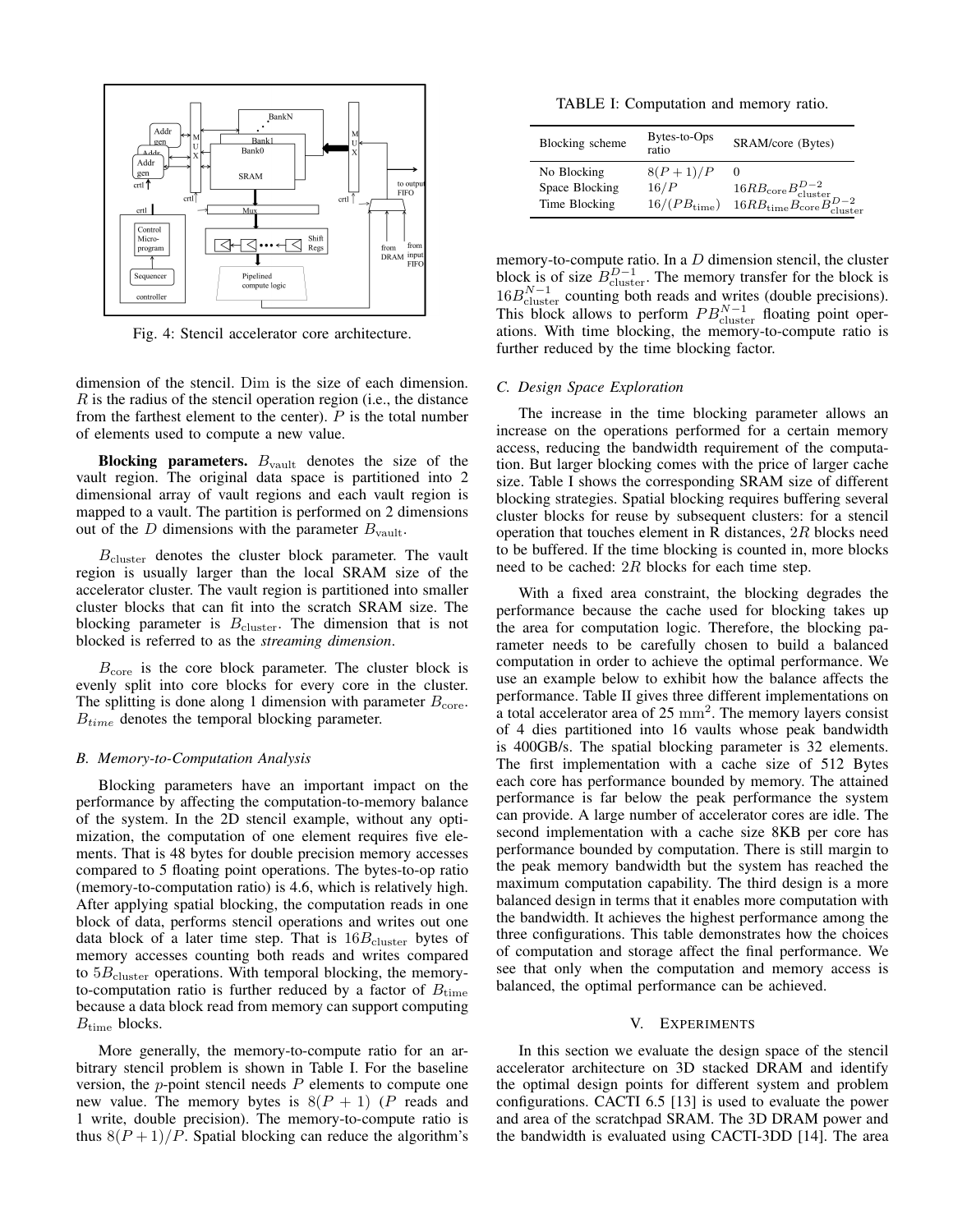Addr gen
Addr
Addr gen
crtl
M U X
BankN
Bank1
Bank0
SRAM
M U X
to output FIFO
crtl
crtl
crtl
Mux
Control Micro-program
Sequencer
controller
Shift Regs
Pipelined compute logic
from DRAM
from input FIFO

Fig. 4: Stencil accelerator core architecture.

dimension of the stencil. $\mathrm{Dim}$ is the size of each dimension. $R$ is the radius of the stencil operation region (i.e., the distance from the farthest element to the center). $P$ is the total number of elements used to compute a new value.

**Blocking parameters.** $B_{\mathrm{vault}}$ denotes the size of the vault region. The original data space is partitioned into 2 dimensional array of vault regions and each vault region is mapped to a vault. The partition is performed on 2 dimensions out of the $D$ dimensions with the parameter $B_{\mathrm{vault}}$.

$B_{\mathrm{cluster}}$ denotes the cluster block parameter. The vault region is usually larger than the local SRAM size of the accelerator cluster. The vault region is partitioned into smaller cluster blocks that can fit into the scratch SRAM size. The blocking parameter is $B_{\mathrm{cluster}}$. The dimension that is not blocked is referred to as the *streaming dimension*.

$B_{\mathrm{core}}$ is the core block parameter. The cluster block is evenly split into core blocks for every core in the cluster. The splitting is done along 1 dimension with parameter $B_{\mathrm{core}}$. $B_{time}$ denotes the temporal blocking parameter.

### B. Memory-to-Computation Analysis

Blocking parameters have an important impact on the performance by affecting the computation-to-memory balance of the system. In the 2D stencil example, without any optimization, the computation of one element requires five elements. That is 48 bytes for double precision memory accesses compared to 5 floating point operations. The bytes-to-op ratio (memory-to-computation ratio) is 4.6, which is relatively high. After applying spatial blocking, the computation reads in one block of data, performs stencil operations and writes out one data block of a later time step. That is $16B_{\mathrm{cluster}}$ bytes of memory accesses counting both reads and writes compared to $5B_{\mathrm{cluster}}$ operations. With temporal blocking, the memory-to-computation ratio is further reduced by a factor of $B_{\mathrm{time}}$ because a data block read from memory can support computing $B_{\mathrm{time}}$ blocks.

More generally, the memory-to-compute ratio for an arbitrary stencil problem is shown in Table I. For the baseline version, the $p$-point stencil needs $P$ elements to compute one new value. The memory bytes is $8(P+1)$ ($P$ reads and 1 write, double precision). The memory-to-compute ratio is thus $8(P+1)/P$. Spatial blocking can reduce the algorithm's memory-to-compute ratio. In a $D$ dimension stencil, the cluster block is of size $B_{\mathrm{cluster}}^{D-1}$. The memory transfer for the block is $16B_{\mathrm{cluster}}^{N-1}$ counting both reads and writes (double precisions). This block allows to perform $PB_{\mathrm{cluster}}^{N-1}$ floating point operations. With time blocking, the memory-to-compute ratio is further reduced by the time blocking factor.

TABLE I: Computation and memory ratio.

| Blocking scheme | Bytes-to-Ops ratio | SRAM/core (Bytes) |
|---|---|---|
| No Blocking | $8(P+1)/P$ | 0 |
| Space Blocking | $16/P$ | $16RB_{\mathrm{core}}B_{\mathrm{cluster}}^{D-2}$ |
| Time Blocking | $16/(PB_{\mathrm{time}})$ | $16RB_{\mathrm{time}}B_{\mathrm{core}}B_{\mathrm{cluster}}^{D-2}$ |

### C. Design Space Exploration

The increase in the time blocking parameter allows an increase on the operations performed for a certain memory access, reducing the bandwidth requirement of the computation. But larger blocking comes with the price of larger cache size. Table I shows the corresponding SRAM size of different blocking strategies. Spatial blocking requires buffering several cluster blocks for reuse by subsequent clusters: for a stencil operation that touches element in R distances, $2R$ blocks need to be buffered. If the time blocking is counted in, more blocks need to be cached: $2R$ blocks for each time step.

With a fixed area constraint, the blocking degrades the performance because the cache used for blocking takes up the area for computation logic. Therefore, the blocking parameter needs to be carefully chosen to build a balanced computation in order to achieve the optimal performance. We use an example below to exhibit how the balance affects the performance. Table II gives three different implementations on a total accelerator area of 25 $\mathrm{mm}^2$. The memory layers consist of 4 dies partitioned into 16 vaults whose peak bandwidth is 400GB/s. The spatial blocking parameter is 32 elements. The first implementation with a cache size of 512 Bytes each core has performance bounded by memory. The attained performance is far below the peak performance the system can provide. A large number of accelerator cores are idle. The second implementation with a cache size 8KB per core has performance bounded by computation. There is still margin to the peak memory bandwidth but the system has reached the maximum computation capability. The third design is a more balanced design in terms that it enables more computation with the bandwidth. It achieves the highest performance among the three configurations. This table demonstrates how the choices of computation and storage affect the final performance. We see that only when the computation and memory access is balanced, the optimal performance can be achieved.

## V. Experiments

In this section we evaluate the design space of the stencil accelerator architecture on 3D stacked DRAM and identify the optimal design points for different system and problem configurations. CACTI 6.5 [13] is used to evaluate the power and area of the scratchpad SRAM. The 3D DRAM power and the bandwidth is evaluated using CACTI-3DD [14]. The area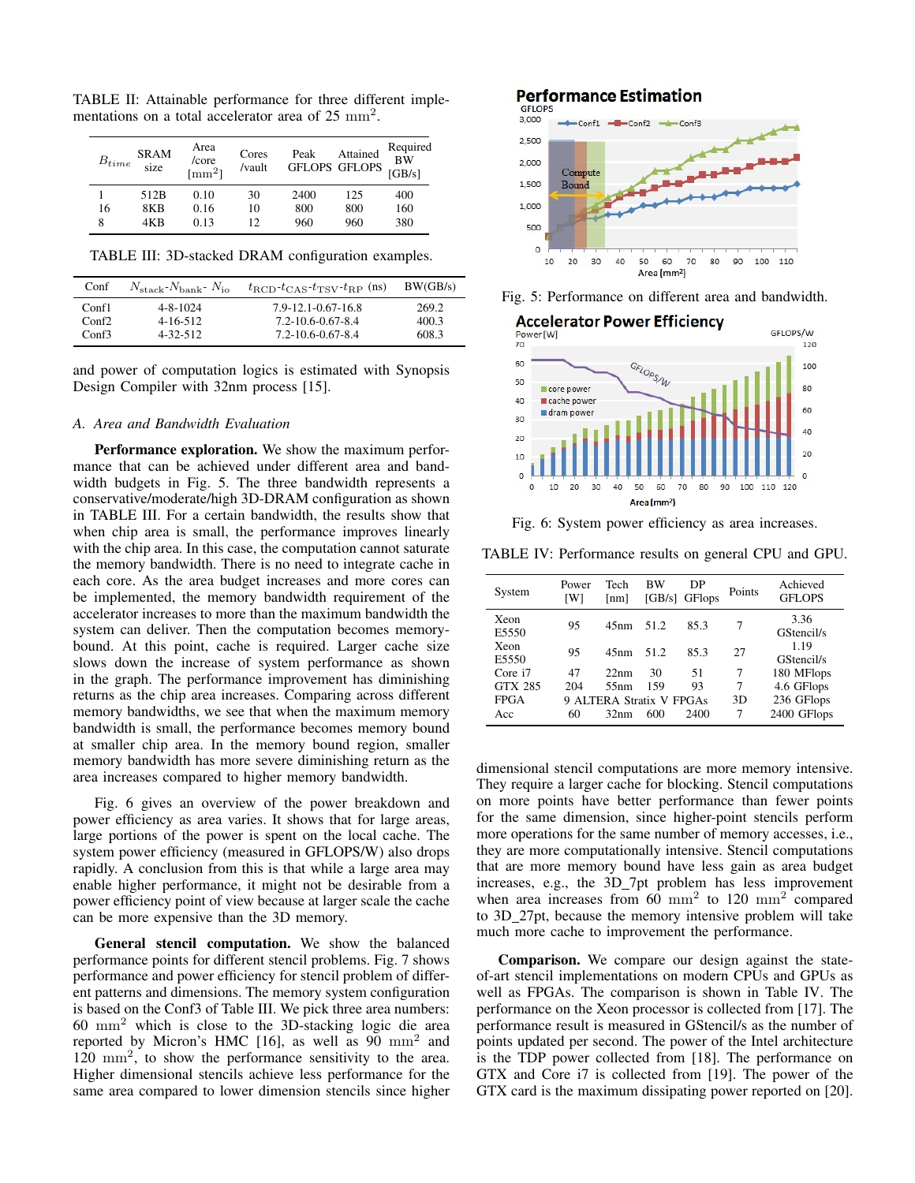TABLE II: Attainable performance for three different implementations on a total accelerator area of 25 $\mathrm{mm}^2$.

| $B_{time}$ | SRAM size | Area /core [mm$^2$] | Cores /vault | Peak GFLOPS | Attained GFLOPS | Required BW [GB/s] |
|---|---|---|---|---|---|---|
| 1 | 512B | 0.10 | 30 | 2400 | 125 | 400 |
| 16 | 8KB | 0.16 | 10 | 800 | 800 | 160 |
| 8 | 4KB | 0.13 | 12 | 960 | 960 | 380 |

TABLE III: 3D-stacked DRAM configuration examples.

| Conf | $N_{\text{stack}}$-$N_{\text{bank}}$- $N_{\text{io}}$ | $t_{\text{RCD}}$-$t_{\text{CAS}}$-$t_{\text{TSV}}$-$t_{\text{RP}}$ (ns) | BW(GB/s) |
|---|---|---|---|
| Conf1 | 4-8-1024 | 7.9-12.1-0.67-16.8 | 269.2 |
| Conf2 | 4-16-512 | 7.2-10.6-0.67-8.4 | 400.3 |
| Conf3 | 4-32-512 | 7.2-10.6-0.67-8.4 | 608.3 |

and power of computation logics is estimated with Synopsis Design Compiler with 32nm process [15].

### A. Area and Bandwidth Evaluation

**Performance exploration.** We show the maximum performance that can be achieved under different area and bandwidth budgets in Fig. 5. The three bandwidth represents a conservative/moderate/high 3D-DRAM configuration as shown in TABLE III. For a certain bandwidth, the results show that when chip area is small, the performance improves linearly with the chip area. In this case, the computation cannot saturate the memory bandwidth. There is no need to integrate cache in each core. As the area budget increases and more cores can be implemented, the memory bandwidth requirement of the accelerator increases to more than the maximum bandwidth the system can deliver. Then the computation becomes memory-bound. At this point, cache is required. Larger cache size slows down the increase of system performance as shown in the graph. The performance improvement has diminishing returns as the chip area increases. Comparing across different memory bandwidths, we see that when the maximum memory bandwidth is small, the performance becomes memory bound at smaller chip area. In the memory bound region, smaller memory bandwidth has more severe diminishing return as the area increases compared to higher memory bandwidth.

Fig. 6 gives an overview of the power breakdown and power efficiency as area varies. It shows that for large areas, large portions of the power is spent on the local cache. The system power efficiency (measured in GFLOPS/W) also drops rapidly. A conclusion from this is that while a large area may enable higher performance, it might not be desirable from a power efficiency point of view because at larger scale the cache can be more expensive than the 3D memory.

**General stencil computation.** We show the balanced performance points for different stencil problems. Fig. 7 shows performance and power efficiency for stencil problem of different patterns and dimensions. The memory system configuration is based on the Conf3 of Table III. We pick three area numbers: 60 $\mathrm{mm}^2$ which is close to the 3D-stacking logic die area reported by Micron's HMC [16], as well as 90 $\mathrm{mm}^2$ and 120 $\mathrm{mm}^2$, to show the performance sensitivity to the area. Higher dimensional stencils achieve less performance for the same area compared to lower dimension stencils since higher

Performance Estimation

GFLOPS

3,000
2,500
2,000
1,500
1,000
500
0

Conf1 Conf2 Conf3

Compute Bound

10 20 30 40 50 60 70 80 90 100 110

Area [mm²]

Fig. 5: Performance on different area and bandwidth.

Accelerator Power Efficiency

Power[W] GFLOPS/W

70 60 50 40 30 20 10 0

120 100 80 60 40 20 0

GFLOPS/W

core power
cache power
dram power

0 10 20 30 40 50 60 70 80 90 100 110 120

Area [mm²]

Fig. 6: System power efficiency as area increases.

TABLE IV: Performance results on general CPU and GPU.

| System | Power [W] | Tech [nm] | BW [GB/s] | DP GFlops | Points | Achieved GFLOPS |
|---|---|---|---|---|---|---|
| Xeon E5550 | 95 | 45nm | 51.2 | 85.3 | 7 | 3.36 GStencil/s |
| Xeon E5550 | 95 | 45nm | 51.2 | 85.3 | 27 | 1.19 GStencil/s |
| Core i7 | 47 | 22nm | 30 | 51 | 7 | 180 MFlops |
| GTX 285 | 204 | 55nm | 159 | 93 | 7 | 4.6 GFlops |
| FPGA | 9 ALTERA Stratix V FPGAs | | | | 3D | 236 GFlops |
| Acc | 60 | 32nm | 600 | 2400 | 7 | 2400 GFlops |

dimensional stencil computations are more memory intensive. They require a larger cache for blocking. Stencil computations on more points have better performance than fewer points for the same dimension, since higher-point stencils perform more operations for the same number of memory accesses, i.e., they are more computationally intensive. Stencil computations that are more memory bound have less gain as area budget increases, e.g., the 3D_7pt problem has less improvement when area increases from 60 $\mathrm{mm}^2$ to 120 $\mathrm{mm}^2$ compared to 3D_27pt, because the memory intensive problem will take much more cache to improvement the performance.

**Comparison.** We compare our design against the state-of-art stencil implementations on modern CPUs and GPUs as well as FPGAs. The comparison is shown in Table IV. The performance on the Xeon processor is collected from [17]. The performance result is measured in GStencil/s as the number of points updated per second. The power of the Intel architecture is the TDP power collected from [18]. The performance on GTX and Core i7 is collected from [19]. The power of the GTX card is the maximum dissipating power reported on [20].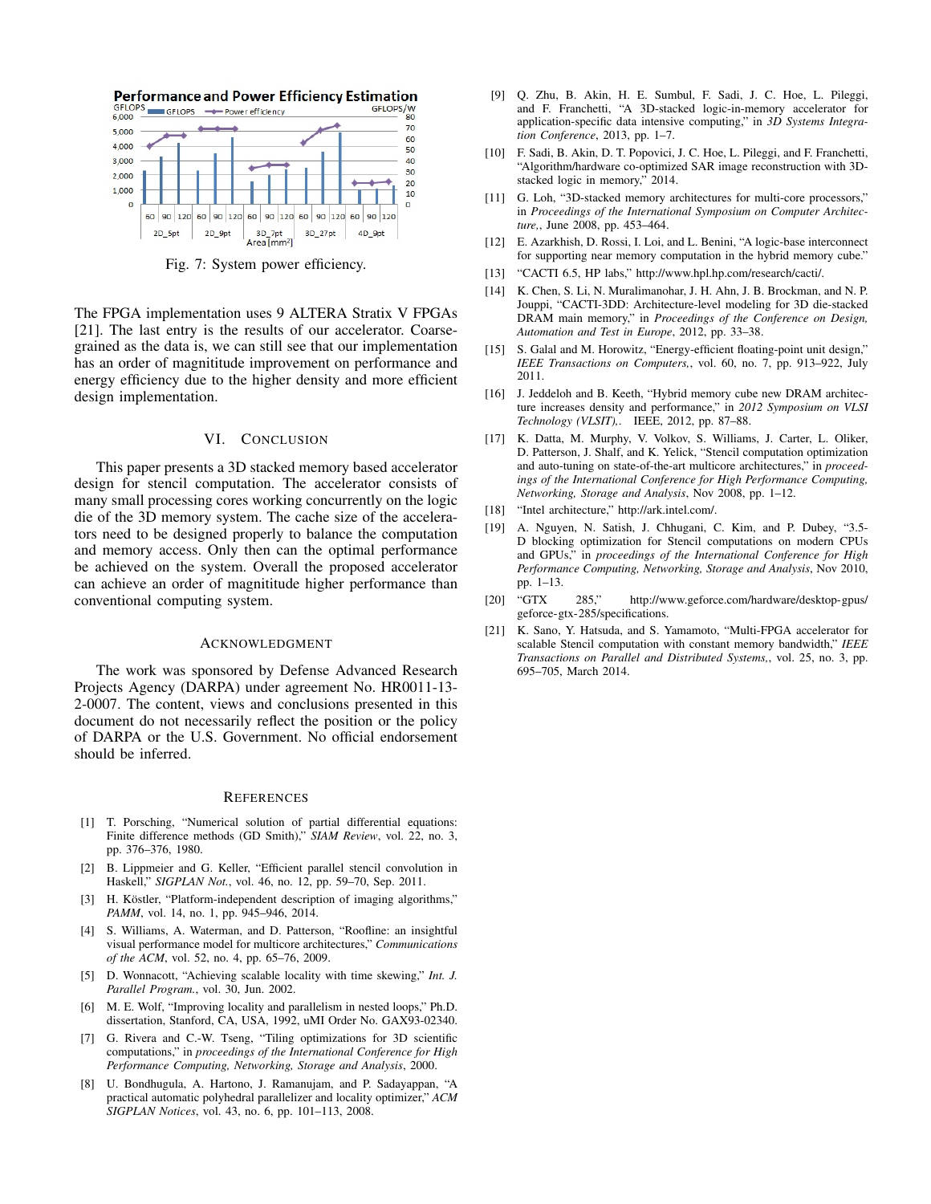Performance and Power Efficiency Estimation

GFLOPS — GFLOPS — Power efficiency — GFLOPS/W

6,000
5,000
4,000
3,000
2,000
1,000
0

80
70
60
50
40
30
20
10
0

60 90 120 60 90 120 60 90 120 60 90 120 60 90 120

2D_5pt 2D_9pt 3D_7pt 3D_27pt 4D_9pt

Area [mm2]

Fig. 7: System power efficiency.

The FPGA implementation uses 9 ALTERA Stratix V FPGAs [21]. The last entry is the results of our accelerator. Coarse-grained as the data is, we can still see that our implementation has an order of magnitude improvement on performance and energy efficiency due to the higher density and more efficient design implementation.

## VI. Conclusion

This paper presents a 3D stacked memory based accelerator design for stencil computation. The accelerator consists of many small processing cores working concurrently on the logic die of the 3D memory system. The cache size of the accelerators need to be designed properly to balance the computation and memory access. Only then can the optimal performance be achieved on the system. Overall the proposed accelerator can achieve an order of magnitude higher performance than conventional computing system.

## Acknowledgment

The work was sponsored by Defense Advanced Research Projects Agency (DARPA) under agreement No. HR0011-13-2-0007. The content, views and conclusions presented in this document do not necessarily reflect the position or the policy of DARPA or the U.S. Government. No official endorsement should be inferred.

## References

[1] T. Porsching, "Numerical solution of partial differential equations: Finite difference methods (GD Smith)," *SIAM Review*, vol. 22, no. 3, pp. 376–376, 1980.

[2] B. Lippmeier and G. Keller, "Efficient parallel stencil convolution in Haskell," *SIGPLAN Not.*, vol. 46, no. 12, pp. 59–70, Sep. 2011.

[3] H. Köstler, "Platform-independent description of imaging algorithms," *PAMM*, vol. 14, no. 1, pp. 945–946, 2014.

[4] S. Williams, A. Waterman, and D. Patterson, "Roofline: an insightful visual performance model for multicore architectures," *Communications of the ACM*, vol. 52, no. 4, pp. 65–76, 2009.

[5] D. Wonnacott, "Achieving scalable locality with time skewing," *Int. J. Parallel Program.*, vol. 30, Jun. 2002.

[6] M. E. Wolf, "Improving locality and parallelism in nested loops," Ph.D. dissertation, Stanford, CA, USA, 1992, uMI Order No. GAX93-02340.

[7] G. Rivera and C.-W. Tseng, "Tiling optimizations for 3D scientific computations," in *proceedings of the International Conference for High Performance Computing, Networking, Storage and Analysis*, 2000.

[8] U. Bondhugula, A. Hartono, J. Ramanujam, and P. Sadayappan, "A practical automatic polyhedral parallelizer and locality optimizer," *ACM SIGPLAN Notices*, vol. 43, no. 6, pp. 101–113, 2008.

[9] Q. Zhu, B. Akin, H. E. Sumbul, F. Sadi, J. C. Hoe, L. Pileggi, and F. Franchetti, "A 3D-stacked logic-in-memory accelerator for application-specific data intensive computing," in *3D Systems Integration Conference*, 2013, pp. 1–7.

[10] F. Sadi, B. Akin, D. T. Popovici, J. C. Hoe, L. Pileggi, and F. Franchetti, "Algorithm/hardware co-optimized SAR image reconstruction with 3D-stacked logic in memory," 2014.

[11] G. Loh, "3D-stacked memory architectures for multi-core processors," in *Proceedings of the International Symposium on Computer Architecture,*, June 2008, pp. 453–464.

[12] E. Azarkhish, D. Rossi, I. Loi, and L. Benini, "A logic-base interconnect for supporting near memory computation in the hybrid memory cube."

[13] "CACTI 6.5, HP labs," http://www.hpl.hp.com/research/cacti/.

[14] K. Chen, S. Li, N. Muralimanohar, J. H. Ahn, J. B. Brockman, and N. P. Jouppi, "CACTI-3DD: Architecture-level modeling for 3D die-stacked DRAM main memory," in *Proceedings of the Conference on Design, Automation and Test in Europe*, 2012, pp. 33–38.

[15] S. Galal and M. Horowitz, "Energy-efficient floating-point unit design," *IEEE Transactions on Computers,*, vol. 60, no. 7, pp. 913–922, July 2011.

[16] J. Jeddeloh and B. Keeth, "Hybrid memory cube new DRAM architecture increases density and performance," in *2012 Symposium on VLSI Technology (VLSIT),*. IEEE, 2012, pp. 87–88.

[17] K. Datta, M. Murphy, V. Volkov, S. Williams, J. Carter, L. Oliker, D. Patterson, J. Shalf, and K. Yelick, "Stencil computation optimization and auto-tuning on state-of-the-art multicore architectures," in *proceedings of the International Conference for High Performance Computing, Networking, Storage and Analysis*, Nov 2008, pp. 1–12.

[18] "Intel architecture," http://ark.intel.com/.

[19] A. Nguyen, N. Satish, J. Chhugani, C. Kim, and P. Dubey, "3.5-D blocking optimization for Stencil computations on modern CPUs and GPUs," in *proceedings of the International Conference for High Performance Computing, Networking, Storage and Analysis*, Nov 2010, pp. 1–13.

[20] "GTX 285," http://www.geforce.com/hardware/desktop-gpus/geforce-gtx-285/specifications.

[21] K. Sano, Y. Hatsuda, and S. Yamamoto, "Multi-FPGA accelerator for scalable Stencil computation with constant memory bandwidth," *IEEE Transactions on Parallel and Distributed Systems,*, vol. 25, no. 3, pp. 695–705, March 2014.